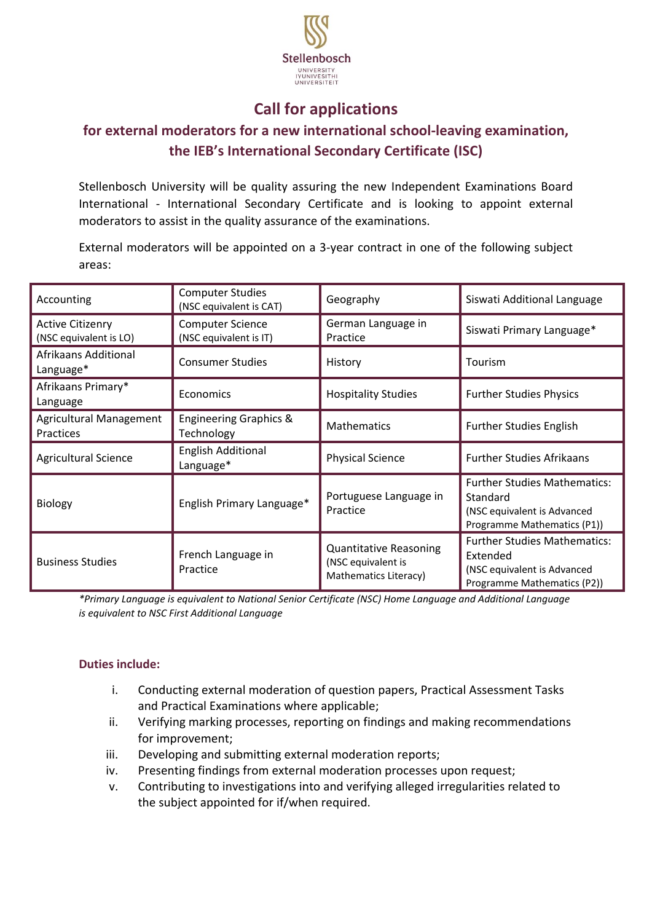Stellenbosch UNIVERSITY IYUNIVESITHI UNIVERSITEIT

# Call for applications

## for external moderators for a new international school-leaving examination, the IEB's International Secondary Certificate (ISC)

Stellenbosch University will be quality assuring the new Independent Examinations Board International - International Secondary Certificate and is looking to appoint external moderators to assist in the quality assurance of the examinations.

External moderators will be appointed on a 3-year contract in one of the following subject areas:

| | | | |
|---|---|---|---|
| Accounting | Computer Studies (NSC equivalent is CAT) | Geography | Siswati Additional Language |
| Active Citizenry (NSC equivalent is LO) | Computer Science (NSC equivalent is IT) | German Language in Practice | Siswati Primary Language* |
| Afrikaans Additional Language* | Consumer Studies | History | Tourism |
| Afrikaans Primary* Language | Economics | Hospitality Studies | Further Studies Physics |
| Agricultural Management Practices | Engineering Graphics & Technology | Mathematics | Further Studies English |
| Agricultural Science | English Additional Language* | Physical Science | Further Studies Afrikaans |
| Biology | English Primary Language* | Portuguese Language in Practice | Further Studies Mathematics: Standard (NSC equivalent is Advanced Programme Mathematics (P1)) |
| Business Studies | French Language in Practice | Quantitative Reasoning (NSC equivalent is Mathematics Literacy) | Further Studies Mathematics: Extended (NSC equivalent is Advanced Programme Mathematics (P2)) |

*\*Primary Language is equivalent to National Senior Certificate (NSC) Home Language and Additional Language is equivalent to NSC First Additional Language*

### Duties include:

i. Conducting external moderation of question papers, Practical Assessment Tasks and Practical Examinations where applicable;
ii. Verifying marking processes, reporting on findings and making recommendations for improvement;
iii. Developing and submitting external moderation reports;
iv. Presenting findings from external moderation processes upon request;
v. Contributing to investigations into and verifying alleged irregularities related to the subject appointed for if/when required.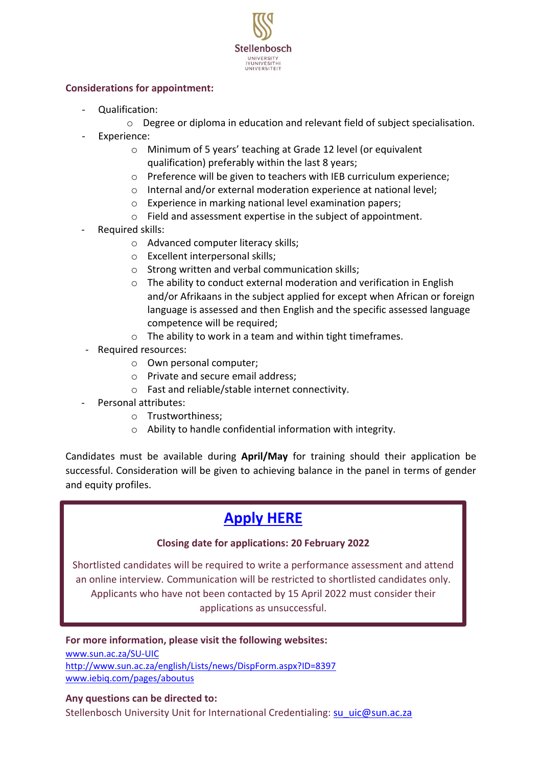**Considerations for appointment:**

- Qualification:
  - Degree or diploma in education and relevant field of subject specialisation.
- Experience:
  - Minimum of 5 years' teaching at Grade 12 level (or equivalent qualification) preferably within the last 8 years;
  - Preference will be given to teachers with IEB curriculum experience;
  - Internal and/or external moderation experience at national level;
  - Experience in marking national level examination papers;
  - Field and assessment expertise in the subject of appointment.
- Required skills:
  - Advanced computer literacy skills;
  - Excellent interpersonal skills;
  - Strong written and verbal communication skills;
  - The ability to conduct external moderation and verification in English and/or Afrikaans in the subject applied for except when African or foreign language is assessed and then English and the specific assessed language competence will be required;
  - The ability to work in a team and within tight timeframes.
- Required resources:
  - Own personal computer;
  - Private and secure email address;
  - Fast and reliable/stable internet connectivity.
- Personal attributes:
  - Trustworthiness;
  - Ability to handle confidential information with integrity.

Candidates must be available during **April/May** for training should their application be successful. Consideration will be given to achieving balance in the panel in terms of gender and equity profiles.

## Apply HERE

**Closing date for applications: 20 February 2022**

Shortlisted candidates will be required to write a performance assessment and attend an online interview. Communication will be restricted to shortlisted candidates only. Applicants who have not been contacted by 15 April 2022 must consider their applications as unsuccessful.

**For more information, please visit the following websites:**

www.sun.ac.za/SU-UIC
http://www.sun.ac.za/english/Lists/news/DispForm.aspx?ID=8397
www.iebiq.com/pages/aboutus

**Any questions can be directed to:**

Stellenbosch University Unit for International Credentialing: su_uic@sun.ac.za